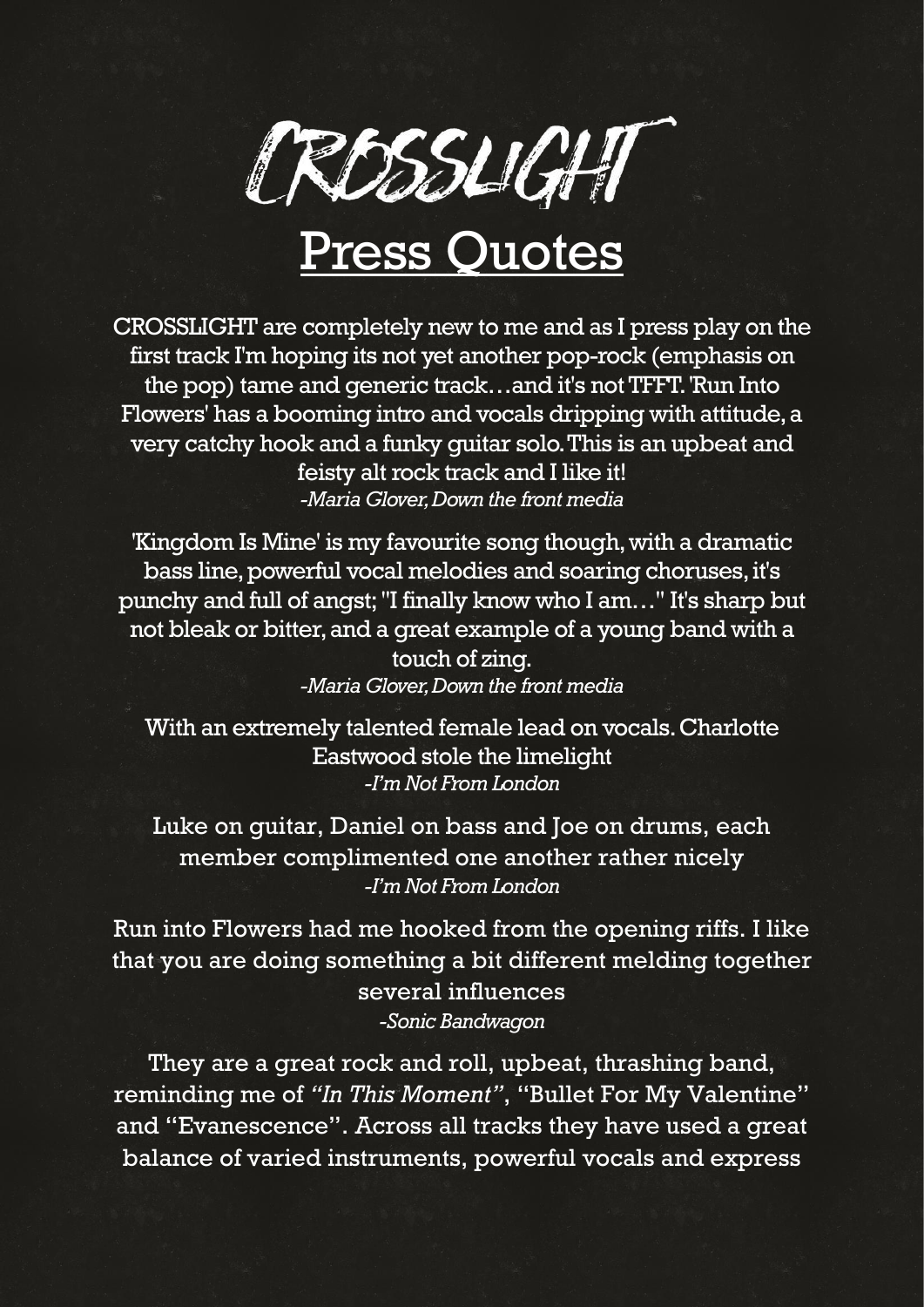# CROSSLIGHT

## Press Quotes

CROSSLIGHT are completely new to me and as I press play on the first track I'm hoping its not yet another pop-rock (emphasis on the pop) tame and generic track…and it's not TFFT. 'Run Into Flowers' has a booming intro and vocals dripping with attitude, a very catchy hook and a funky guitar solo. This is an upbeat and feisty alt rock track and I like it!
*-Maria Glover, Down the front media*

'Kingdom Is Mine' is my favourite song though, with a dramatic bass line, powerful vocal melodies and soaring choruses, it's punchy and full of angst; "I finally know who I am…" It's sharp but not bleak or bitter, and a great example of a young band with a touch of zing.
*-Maria Glover, Down the front media*

With an extremely talented female lead on vocals. Charlotte Eastwood stole the limelight
*-I'm Not From London*

Luke on guitar, Daniel on bass and Joe on drums, each member complimented one another rather nicely
*-I'm Not From London*

Run into Flowers had me hooked from the opening riffs. I like that you are doing something a bit different melding together several influences
*-Sonic Bandwagon*

They are a great rock and roll, upbeat, thrashing band, reminding me of *"In This Moment"*, "Bullet For My Valentine" and "Evanescence". Across all tracks they have used a great balance of varied instruments, powerful vocals and express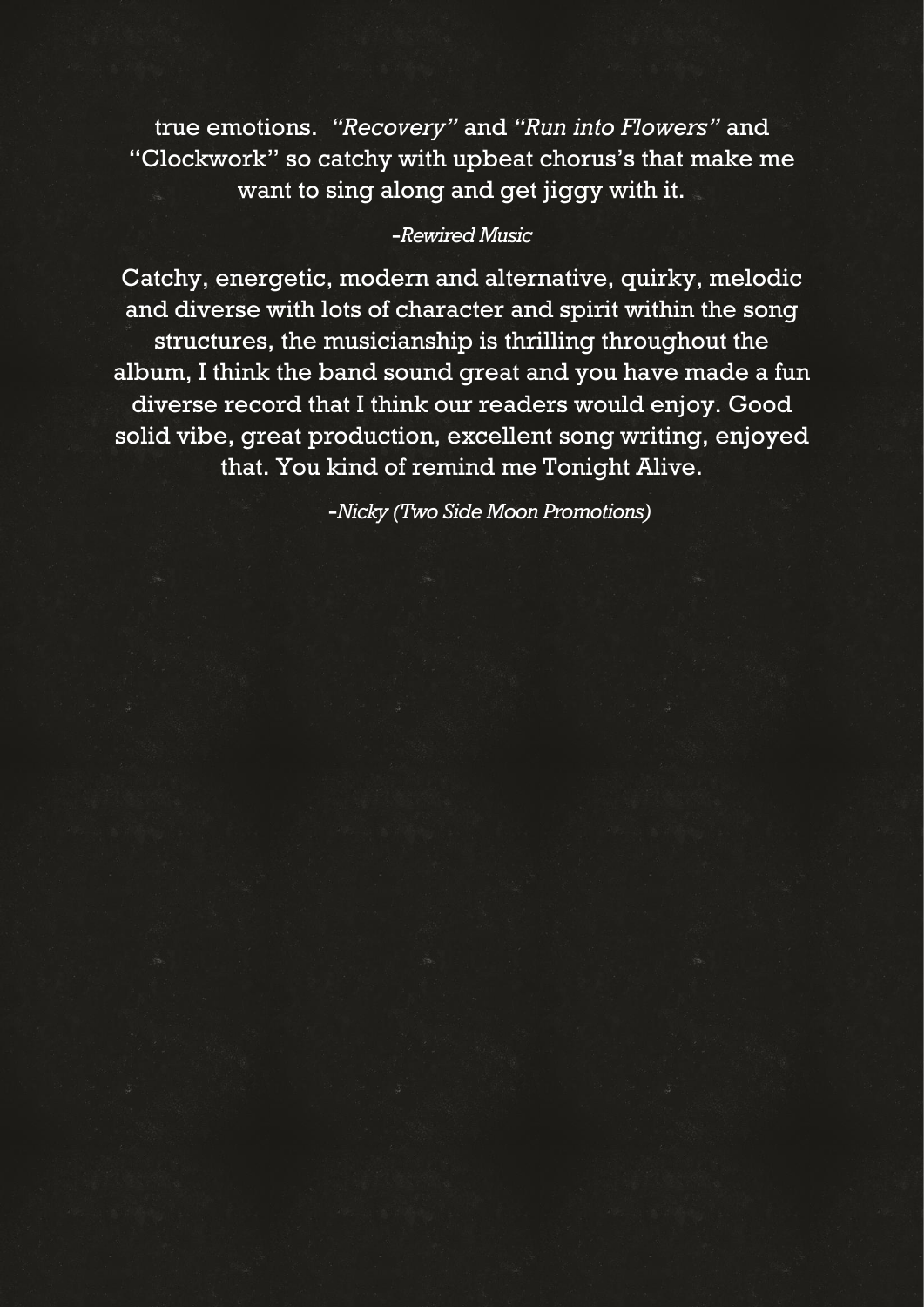true emotions. *"Recovery"* and *"Run into Flowers"* and "Clockwork" so catchy with upbeat chorus's that make me want to sing along and get jiggy with it.

*-Rewired Music*

Catchy, energetic, modern and alternative, quirky, melodic and diverse with lots of character and spirit within the song structures, the musicianship is thrilling throughout the album, I think the band sound great and you have made a fun diverse record that I think our readers would enjoy. Good solid vibe, great production, excellent song writing, enjoyed that. You kind of remind me Tonight Alive.

*-Nicky (Two Side Moon Promotions)*